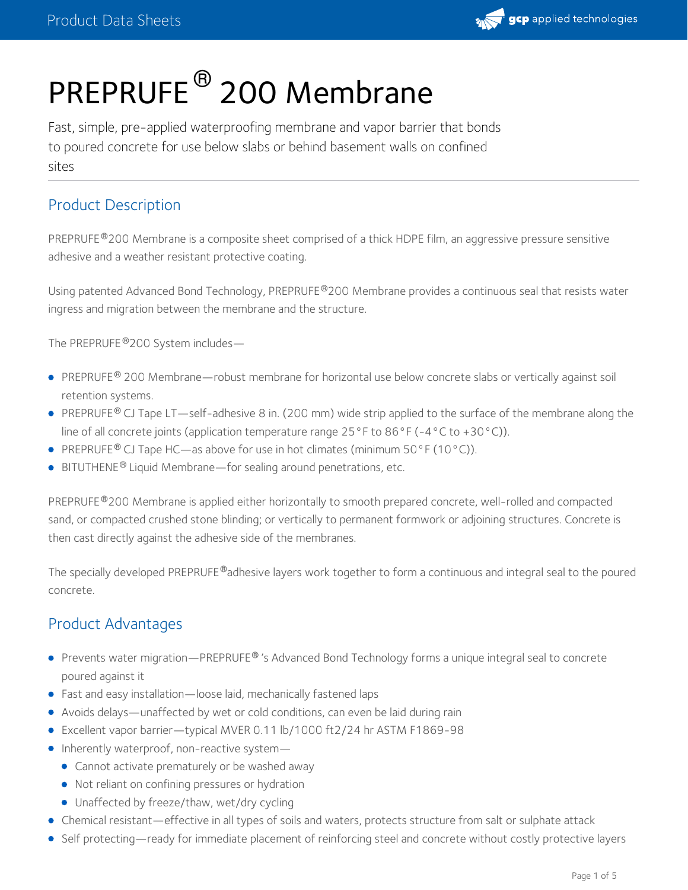# PREPRUFE® 200 Membrane

Fast, simple, pre-applied waterproofing membrane and vapor barrier that bonds to poured concrete for use below slabs or behind basement walls on confined sites

## Product Description

PREPRUFE®200 Membrane is a composite sheet comprised of a thick HDPE film, an aggressive pressure sensitive adhesive and a weather resistant protective coating.

Using patented Advanced Bond Technology, PREPRUFE®200 Membrane provides a continuous seal that resists water ingress and migration between the membrane and the structure.

The PREPRUFE®200 System includes—

- PREPRUFE® 200 Membrane—robust membrane for horizontal use below concrete slabs or vertically against soil retention systems.
- PREPRUFE® CJ Tape LT—self-adhesive 8 in. (200 mm) wide strip applied to the surface of the membrane along the line of all concrete joints (application temperature range 25°F to 86°F (-4°C to +30°C)).
- PREPRUFE® CJ Tape HC—as above for use in hot climates (minimum 50°F (10°C)).
- BITUTHENE® Liquid Membrane—for sealing around penetrations, etc.

PREPRUFE®200 Membrane is applied either horizontally to smooth prepared concrete, well-rolled and compacted sand, or compacted crushed stone blinding; or vertically to permanent formwork or adjoining structures. Concrete is then cast directly against the adhesive side of the membranes.

The specially developed PREPRUFE®adhesive layers work together to form a continuous and integral seal to the poured concrete.

## Product Advantages

- Prevents water migration—PREPRUFE® 's Advanced Bond Technology forms a unique integral seal to concrete poured against it
- Fast and easy installation—loose laid, mechanically fastened laps
- Avoids delays—unaffected by wet or cold conditions, can even be laid during rain
- Excellent vapor barrier—typical MVER 0.11 lb/1000 ft2/24 hr ASTM F1869-98
- Inherently waterproof, non-reactive system—
  - Cannot activate prematurely or be washed away
  - Not reliant on confining pressures or hydration
  - Unaffected by freeze/thaw, wet/dry cycling
- Chemical resistant—effective in all types of soils and waters, protects structure from salt or sulphate attack
- Self protecting—ready for immediate placement of reinforcing steel and concrete without costly protective layers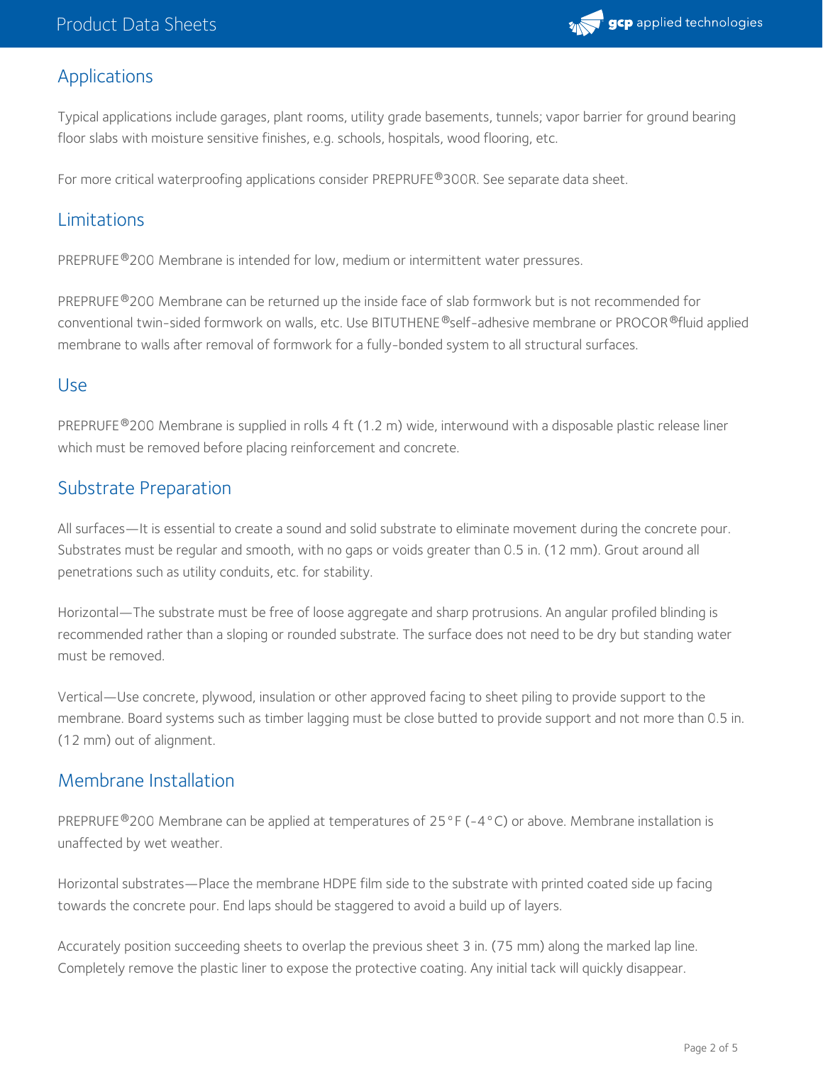## Applications

Typical applications include garages, plant rooms, utility grade basements, tunnels; vapor barrier for ground bearing floor slabs with moisture sensitive finishes, e.g. schools, hospitals, wood flooring, etc.

For more critical waterproofing applications consider PREPRUFE®300R. See separate data sheet.

## Limitations

PREPRUFE®200 Membrane is intended for low, medium or intermittent water pressures.

PREPRUFE®200 Membrane can be returned up the inside face of slab formwork but is not recommended for conventional twin-sided formwork on walls, etc. Use BITUTHENE®self-adhesive membrane or PROCOR®fluid applied membrane to walls after removal of formwork for a fully-bonded system to all structural surfaces.

## Use

PREPRUFE®200 Membrane is supplied in rolls 4 ft (1.2 m) wide, interwound with a disposable plastic release liner which must be removed before placing reinforcement and concrete.

## Substrate Preparation

All surfaces—It is essential to create a sound and solid substrate to eliminate movement during the concrete pour. Substrates must be regular and smooth, with no gaps or voids greater than 0.5 in. (12 mm). Grout around all penetrations such as utility conduits, etc. for stability.

Horizontal—The substrate must be free of loose aggregate and sharp protrusions. An angular profiled blinding is recommended rather than a sloping or rounded substrate. The surface does not need to be dry but standing water must be removed.

Vertical—Use concrete, plywood, insulation or other approved facing to sheet piling to provide support to the membrane. Board systems such as timber lagging must be close butted to provide support and not more than 0.5 in. (12 mm) out of alignment.

## Membrane Installation

PREPRUFE®200 Membrane can be applied at temperatures of 25°F (-4°C) or above. Membrane installation is unaffected by wet weather.

Horizontal substrates—Place the membrane HDPE film side to the substrate with printed coated side up facing towards the concrete pour. End laps should be staggered to avoid a build up of layers.

Accurately position succeeding sheets to overlap the previous sheet 3 in. (75 mm) along the marked lap line. Completely remove the plastic liner to expose the protective coating. Any initial tack will quickly disappear.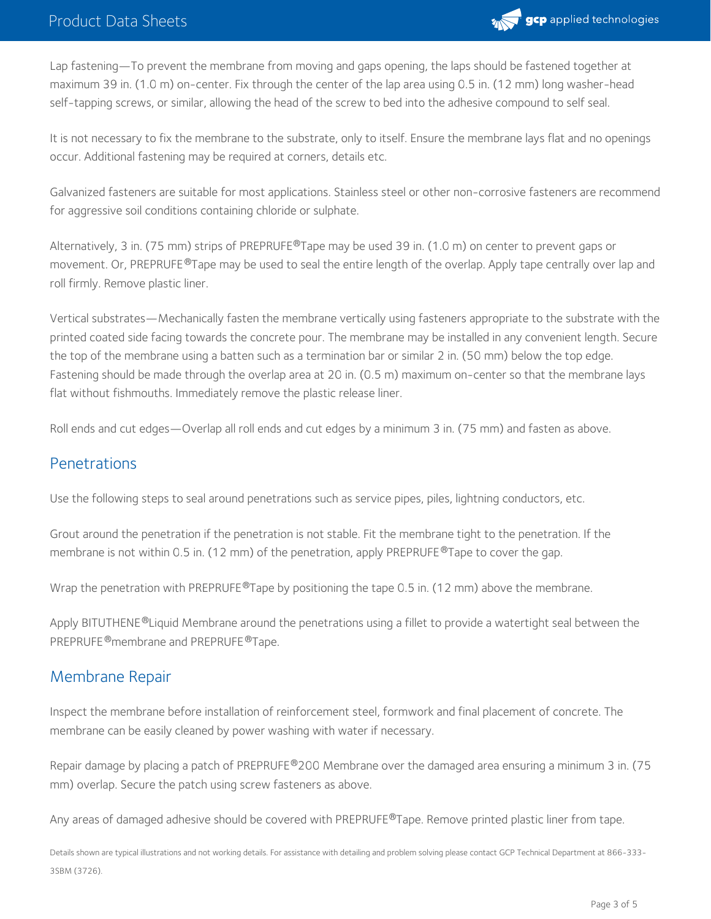Lap fastening—To prevent the membrane from moving and gaps opening, the laps should be fastened together at maximum 39 in. (1.0 m) on-center. Fix through the center of the lap area using 0.5 in. (12 mm) long washer-head self-tapping screws, or similar, allowing the head of the screw to bed into the adhesive compound to self seal.

It is not necessary to fix the membrane to the substrate, only to itself. Ensure the membrane lays flat and no openings occur. Additional fastening may be required at corners, details etc.

Galvanized fasteners are suitable for most applications. Stainless steel or other non-corrosive fasteners are recommend for aggressive soil conditions containing chloride or sulphate.

Alternatively, 3 in. (75 mm) strips of PREPRUFE®Tape may be used 39 in. (1.0 m) on center to prevent gaps or movement. Or, PREPRUFE®Tape may be used to seal the entire length of the overlap. Apply tape centrally over lap and roll firmly. Remove plastic liner.

Vertical substrates—Mechanically fasten the membrane vertically using fasteners appropriate to the substrate with the printed coated side facing towards the concrete pour. The membrane may be installed in any convenient length. Secure the top of the membrane using a batten such as a termination bar or similar 2 in. (50 mm) below the top edge. Fastening should be made through the overlap area at 20 in. (0.5 m) maximum on-center so that the membrane lays flat without fishmouths. Immediately remove the plastic release liner.

Roll ends and cut edges—Overlap all roll ends and cut edges by a minimum 3 in. (75 mm) and fasten as above.

## Penetrations

Use the following steps to seal around penetrations such as service pipes, piles, lightning conductors, etc.

Grout around the penetration if the penetration is not stable. Fit the membrane tight to the penetration. If the membrane is not within 0.5 in. (12 mm) of the penetration, apply PREPRUFE®Tape to cover the gap.

Wrap the penetration with PREPRUFE®Tape by positioning the tape 0.5 in. (12 mm) above the membrane.

Apply BITUTHENE®Liquid Membrane around the penetrations using a fillet to provide a watertight seal between the PREPRUFE®membrane and PREPRUFE®Tape.

## Membrane Repair

Inspect the membrane before installation of reinforcement steel, formwork and final placement of concrete. The membrane can be easily cleaned by power washing with water if necessary.

Repair damage by placing a patch of PREPRUFE®200 Membrane over the damaged area ensuring a minimum 3 in. (75 mm) overlap. Secure the patch using screw fasteners as above.

Any areas of damaged adhesive should be covered with PREPRUFE®Tape. Remove printed plastic liner from tape.

Details shown are typical illustrations and not working details. For assistance with detailing and problem solving please contact GCP Technical Department at 866-333-3SBM (3726).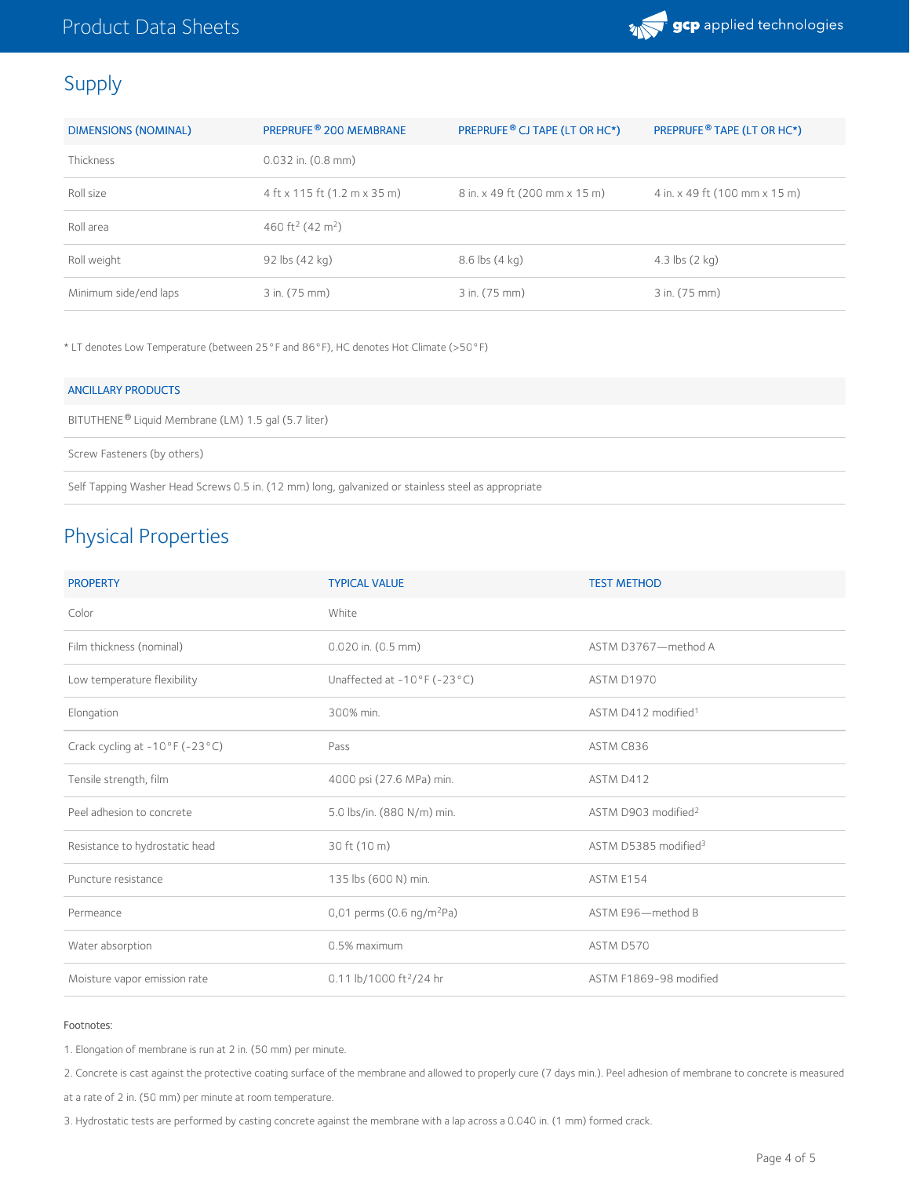## Supply

| DIMENSIONS (NOMINAL) | PREPRUFE® 200 MEMBRANE | PREPRUFE® CJ TAPE (LT OR HC*) | PREPRUFE® TAPE (LT OR HC*) |
|---|---|---|---|
| Thickness | 0.032 in. (0.8 mm) | | |
| Roll size | 4 ft x 115 ft (1.2 m x 35 m) | 8 in. x 49 ft (200 mm x 15 m) | 4 in. x 49 ft (100 mm x 15 m) |
| Roll area | 460 $ft^2$ (42 $m^2$) | | |
| Roll weight | 92 lbs (42 kg) | 8.6 lbs (4 kg) | 4.3 lbs (2 kg) |
| Minimum side/end laps | 3 in. (75 mm) | 3 in. (75 mm) | 3 in. (75 mm) |

* LT denotes Low Temperature (between 25°F and 86°F), HC denotes Hot Climate (>50°F)

| ANCILLARY PRODUCTS |
|---|
| BITUTHENE® Liquid Membrane (LM) 1.5 gal (5.7 liter) |
| Screw Fasteners (by others) |
| Self Tapping Washer Head Screws 0.5 in. (12 mm) long, galvanized or stainless steel as appropriate |

## Physical Properties

| PROPERTY | TYPICAL VALUE | TEST METHOD |
|---|---|---|
| Color | White | |
| Film thickness (nominal) | 0.020 in. (0.5 mm) | ASTM D3767—method A |
| Low temperature flexibility | Unaffected at -10°F (-23°C) | ASTM D1970 |
| Elongation | 300% min. | ASTM D412 modified[1] |
| Crack cycling at -10°F (-23°C) | Pass | ASTM C836 |
| Tensile strength, film | 4000 psi (27.6 MPa) min. | ASTM D412 |
| Peel adhesion to concrete | 5.0 lbs/in. (880 N/m) min. | ASTM D903 modified[2] |
| Resistance to hydrostatic head | 30 ft (10 m) | ASTM D5385 modified[3] |
| Puncture resistance | 135 lbs (600 N) min. | ASTM E154 |
| Permeance | 0,01 perms (0.6 ng/$m^2$Pa) | ASTM E96—method B |
| Water absorption | 0.5% maximum | ASTM D570 |
| Moisture vapor emission rate | 0.11 lb/1000 $ft^2$/24 hr | ASTM F1869-98 modified |

Footnotes:

1. Elongation of membrane is run at 2 in. (50 mm) per minute.

2. Concrete is cast against the protective coating surface of the membrane and allowed to properly cure (7 days min.). Peel adhesion of membrane to concrete is measured at a rate of 2 in. (50 mm) per minute at room temperature.

3. Hydrostatic tests are performed by casting concrete against the membrane with a lap across a 0.040 in. (1 mm) formed crack.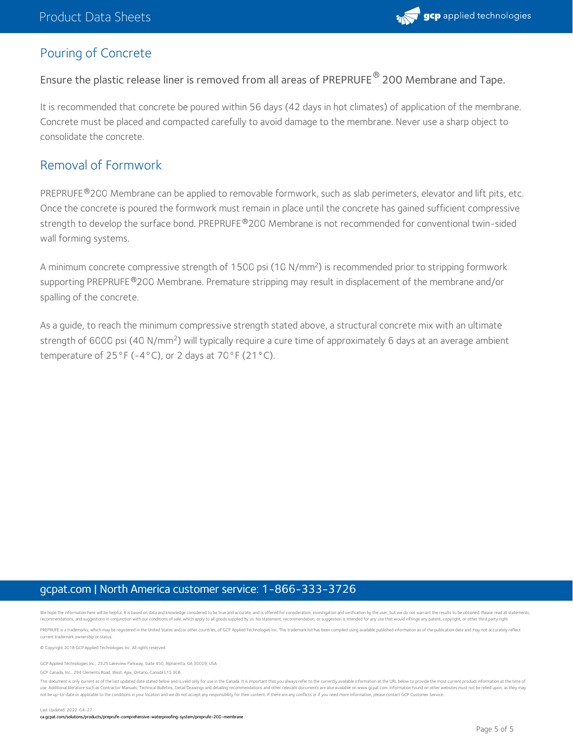## Pouring of Concrete

### Ensure the plastic release liner is removed from all areas of PREPRUFE® 200 Membrane and Tape.

It is recommended that concrete be poured within 56 days (42 days in hot climates) of application of the membrane. Concrete must be placed and compacted carefully to avoid damage to the membrane. Never use a sharp object to consolidate the concrete.

## Removal of Formwork

PREPRUFE®200 Membrane can be applied to removable formwork, such as slab perimeters, elevator and lift pits, etc. Once the concrete is poured the formwork must remain in place until the concrete has gained sufficient compressive strength to develop the surface bond. PREPRUFE®200 Membrane is not recommended for conventional twin-sided wall forming systems.

A minimum concrete compressive strength of 1500 psi (10 N/mm$^2$) is recommended prior to stripping formwork supporting PREPRUFE®200 Membrane. Premature stripping may result in displacement of the membrane and/or spalling of the concrete.

As a guide, to reach the minimum compressive strength stated above, a structural concrete mix with an ultimate strength of 6000 psi (40 N/mm$^2$) will typically require a cure time of approximately 6 days at an average ambient temperature of 25°F (-4°C), or 2 days at 70°F (21°C).

gcpat.com | North America customer service: 1-866-333-3726

We hope the information here will be helpful. It is based on data and knowledge considered to be true and accurate, and is offered for consideration, investigation and verification by the user, but we do not warrant the results to be obtained. Please read all statements, recommendations, and suggestions in conjunction with our conditions of sale, which apply to all goods supplied by us. No statement, recommendation, or suggestion is intended for any use that would infringe any patent, copyright, or other third party right.

PREPRUFE is a trademarks, which may be registered in the United States and/or other countries, of GCP Applied Technologies Inc. This trademark list has been compiled using available published information as of the publication date and may not accurately reflect current trademark ownership or status.

© Copyright 2018 GCP Applied Technologies Inc. All rights reserved.

GCP Applied Technologies Inc., 2325 Lakeview Parkway, Suite 450, Alpharetta, GA 30009, USA

GCP Canada, Inc., 294 Clements Road, West, Ajax, Ontario, Canada L1S 3C6.

This document is only current as of the last updated date stated below and is valid only for use in the Canada. It is important that you always refer to the currently available information at the URL below to provide the most current product information at the time of use. Additional literature such as Contractor Manuals, Technical Bulletins, Detail Drawings and detailing recommendations and other relevant documents are also available on www.gcpat.com. Information found on other websites must not be relied upon, as they may not be up-to-date or applicable to the conditions in your location and we do not accept any responsibility for their content. If there are any conflicts or if you need more information, please contact GCP Customer Service.

Last Updated: 2022-04-27

ca.gcpat.com/solutions/products/preprufe-comprehensive-waterproofing-system/preprufe-200-membrane